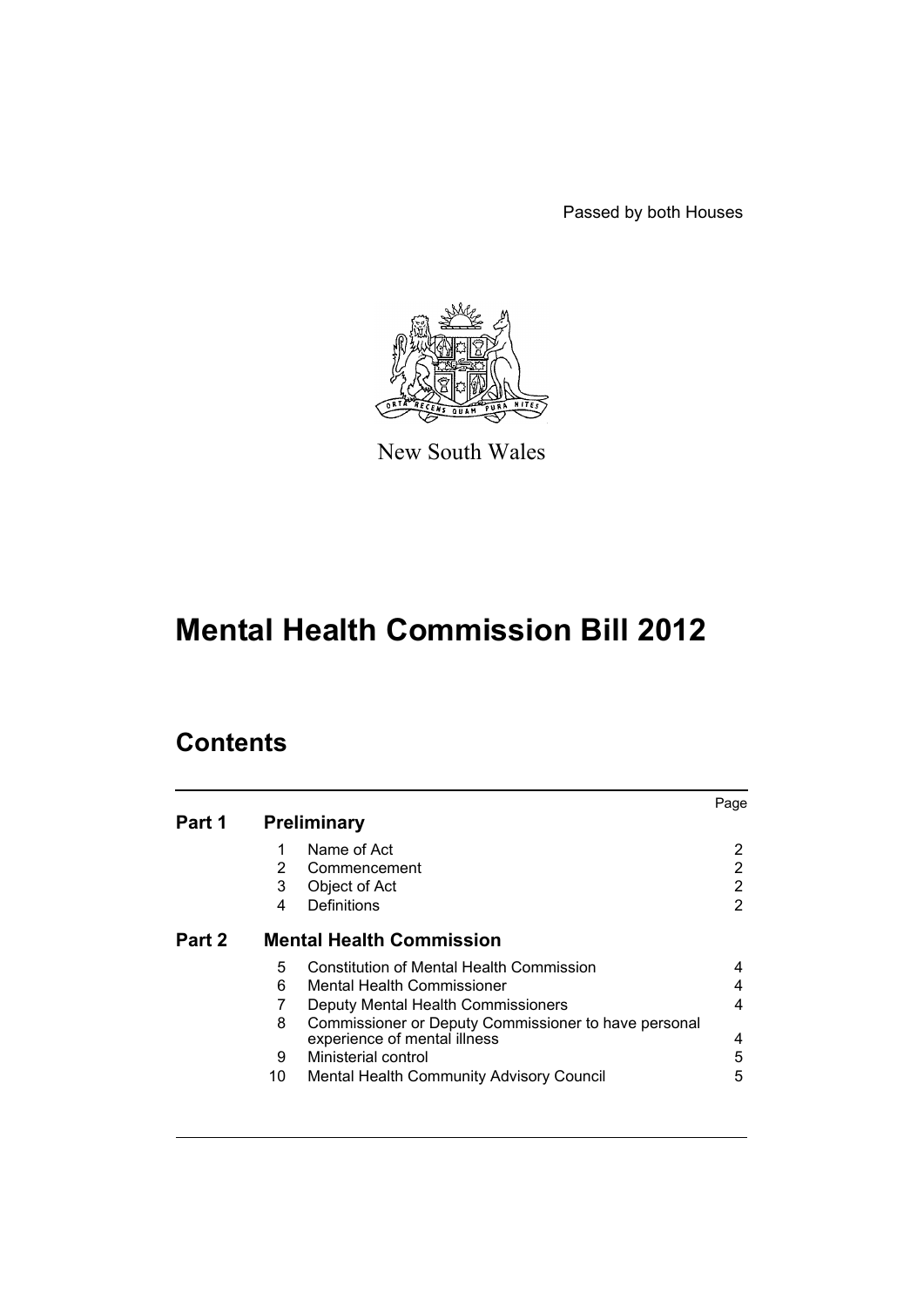Passed by both Houses

New South Wales

# Mental Health Commission Bill 2012

## Contents

| | | | Page |
|---|---|---|---|
| **Part 1** | **Preliminary** | | |
| | 1 | Name of Act | 2 |
| | 2 | Commencement | 2 |
| | 3 | Object of Act | 2 |
| | 4 | Definitions | 2 |
| **Part 2** | **Mental Health Commission** | | |
| | 5 | Constitution of Mental Health Commission | 4 |
| | 6 | Mental Health Commissioner | 4 |
| | 7 | Deputy Mental Health Commissioners | 4 |
| | 8 | Commissioner or Deputy Commissioner to have personal experience of mental illness | 4 |
| | 9 | Ministerial control | 5 |
| | 10 | Mental Health Community Advisory Council | 5 |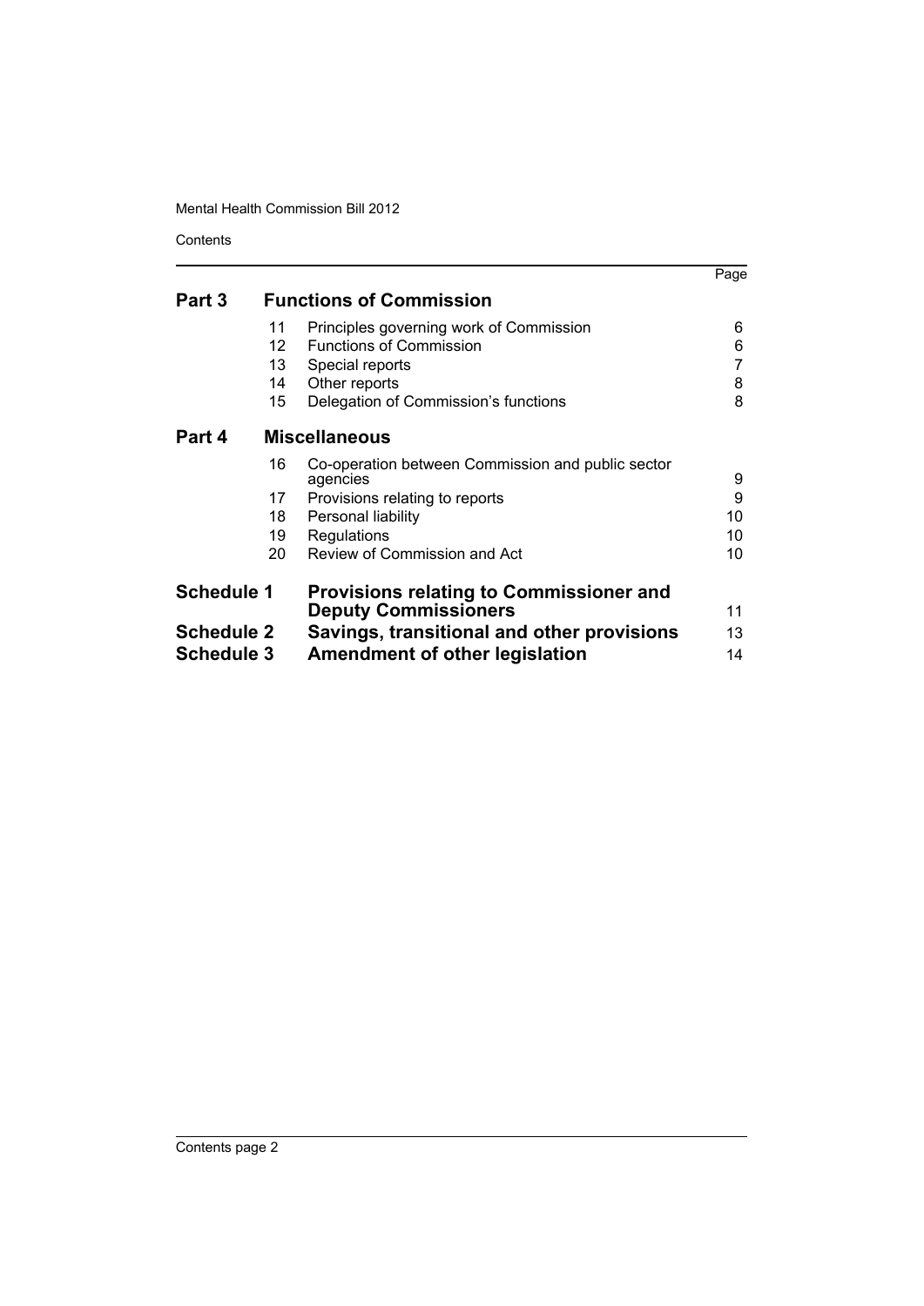| | | | Page |
|---|---|---|---|
| **Part 3** | | **Functions of Commission** | |
| | 11 | Principles governing work of Commission | 6 |
| | 12 | Functions of Commission | 6 |
| | 13 | Special reports | 7 |
| | 14 | Other reports | 8 |
| | 15 | Delegation of Commission's functions | 8 |
| **Part 4** | | **Miscellaneous** | |
| | 16 | Co-operation between Commission and public sector agencies | 9 |
| | 17 | Provisions relating to reports | 9 |
| | 18 | Personal liability | 10 |
| | 19 | Regulations | 10 |
| | 20 | Review of Commission and Act | 10 |
| **Schedule 1** | | **Provisions relating to Commissioner and Deputy Commissioners** | 11 |
| **Schedule 2** | | **Savings, transitional and other provisions** | 13 |
| **Schedule 3** | | **Amendment of other legislation** | 14 |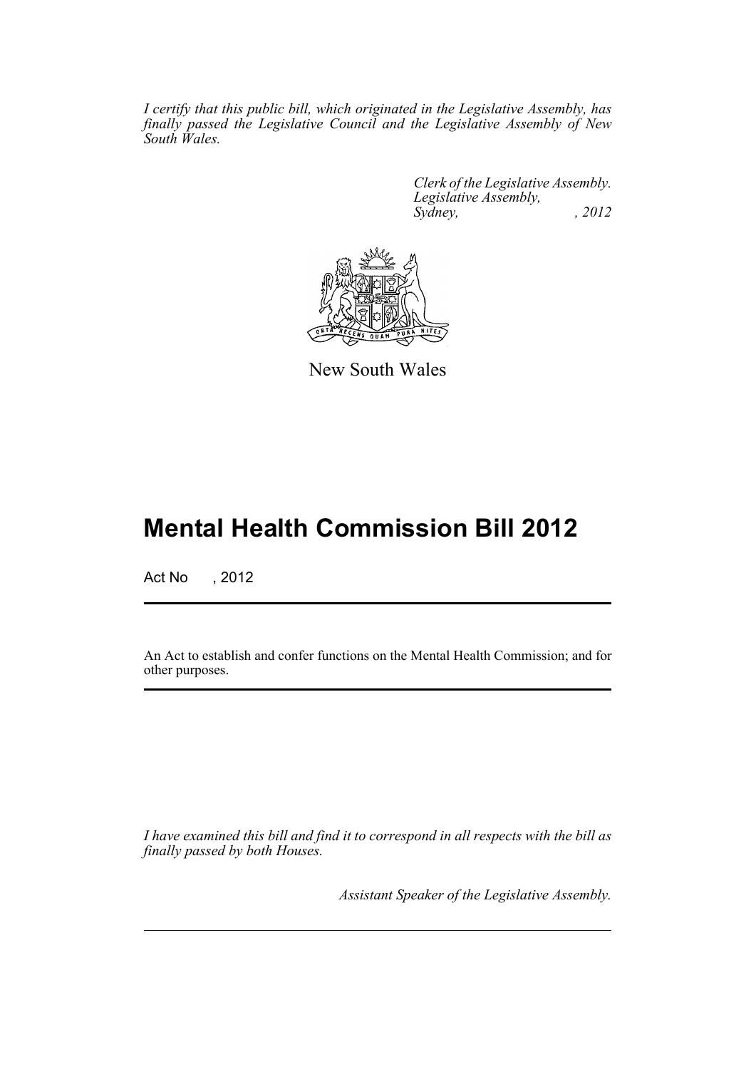*I certify that this public bill, which originated in the Legislative Assembly, has finally passed the Legislative Council and the Legislative Assembly of New South Wales.*

*Clerk of the Legislative Assembly.*
*Legislative Assembly,*
*Sydney, , 2012*

New South Wales

# Mental Health Commission Bill 2012

Act No , 2012

An Act to establish and confer functions on the Mental Health Commission; and for other purposes.

*I have examined this bill and find it to correspond in all respects with the bill as finally passed by both Houses.*

*Assistant Speaker of the Legislative Assembly.*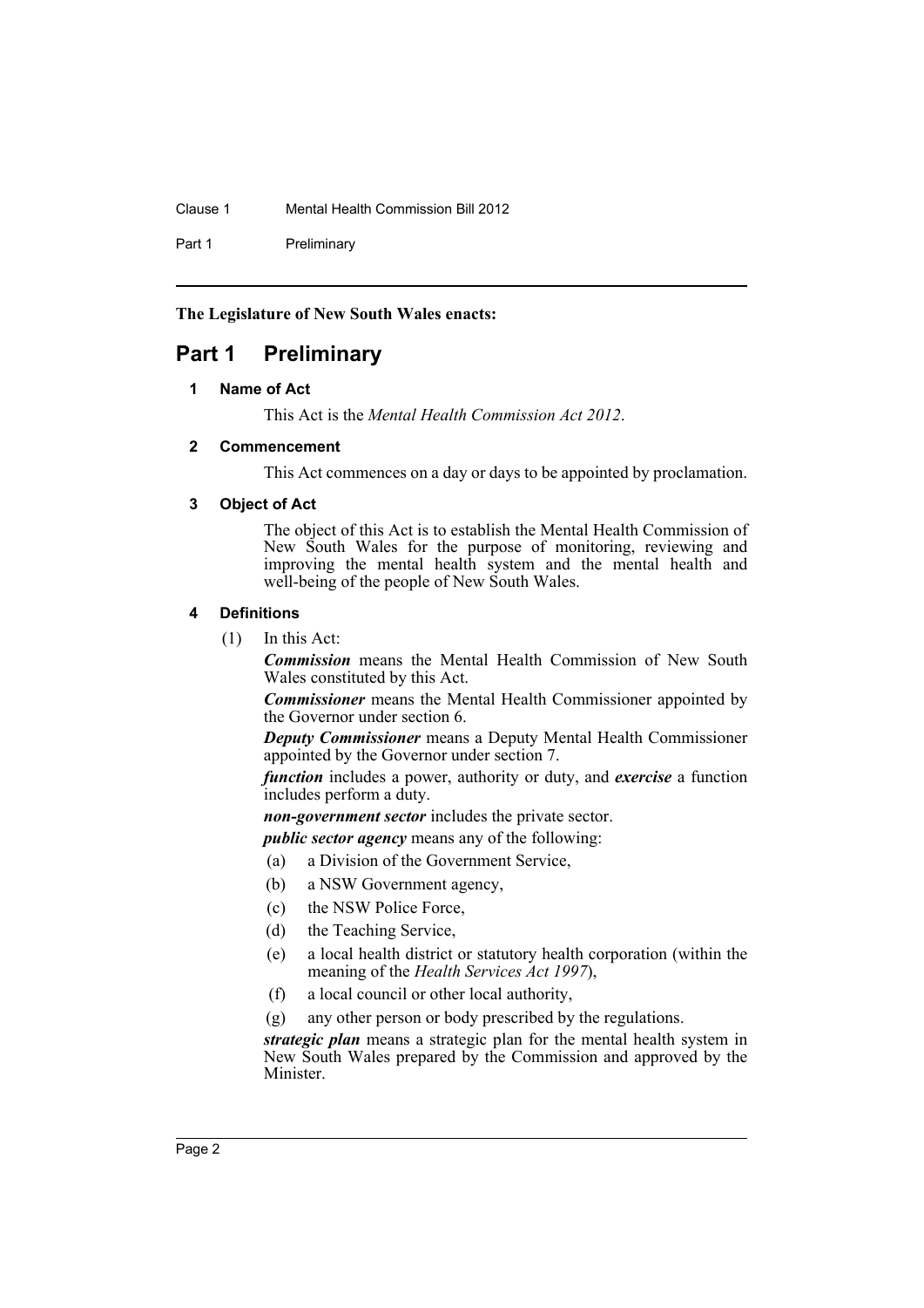**The Legislature of New South Wales enacts:**

# Part 1 Preliminary

## 1 Name of Act

This Act is the *Mental Health Commission Act 2012*.

## 2 Commencement

This Act commences on a day or days to be appointed by proclamation.

## 3 Object of Act

The object of this Act is to establish the Mental Health Commission of New South Wales for the purpose of monitoring, reviewing and improving the mental health system and the mental health and well-being of the people of New South Wales.

## 4 Definitions

(1) In this Act:

***Commission*** means the Mental Health Commission of New South Wales constituted by this Act.

***Commissioner*** means the Mental Health Commissioner appointed by the Governor under section 6.

***Deputy Commissioner*** means a Deputy Mental Health Commissioner appointed by the Governor under section 7.

***function*** includes a power, authority or duty, and ***exercise*** a function includes perform a duty.

***non-government sector*** includes the private sector.

***public sector agency*** means any of the following:

(a) a Division of the Government Service,

(b) a NSW Government agency,

(c) the NSW Police Force,

(d) the Teaching Service,

(e) a local health district or statutory health corporation (within the meaning of the *Health Services Act 1997*),

(f) a local council or other local authority,

(g) any other person or body prescribed by the regulations.

***strategic plan*** means a strategic plan for the mental health system in New South Wales prepared by the Commission and approved by the Minister.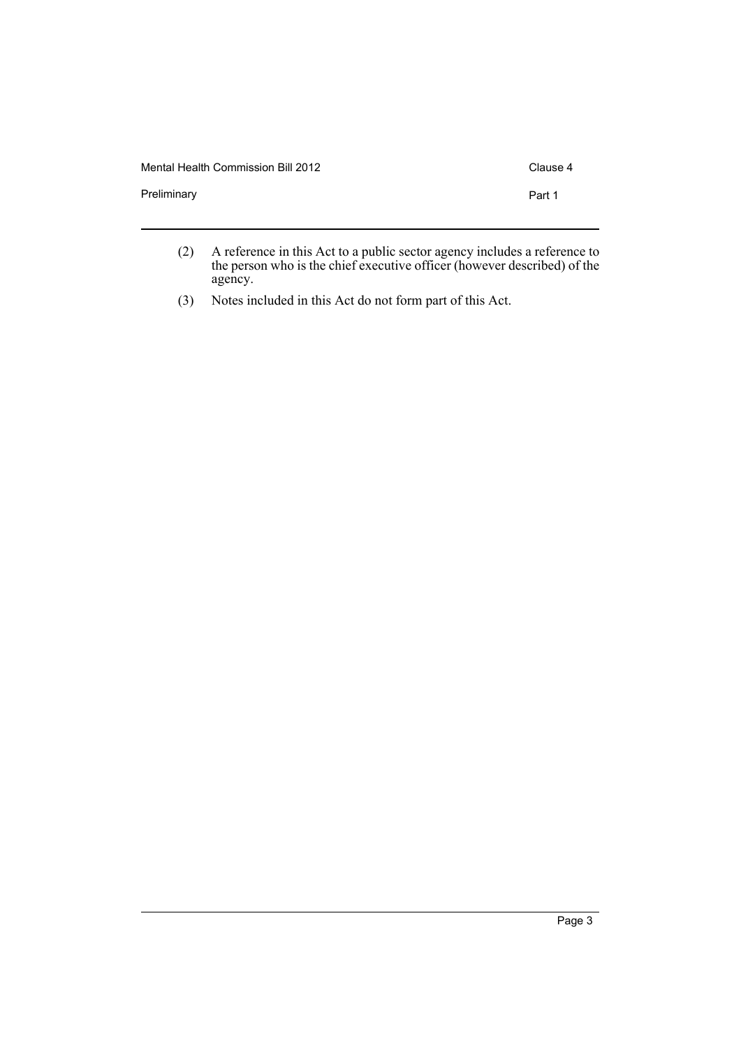(2) A reference in this Act to a public sector agency includes a reference to the person who is the chief executive officer (however described) of the agency.

(3) Notes included in this Act do not form part of this Act.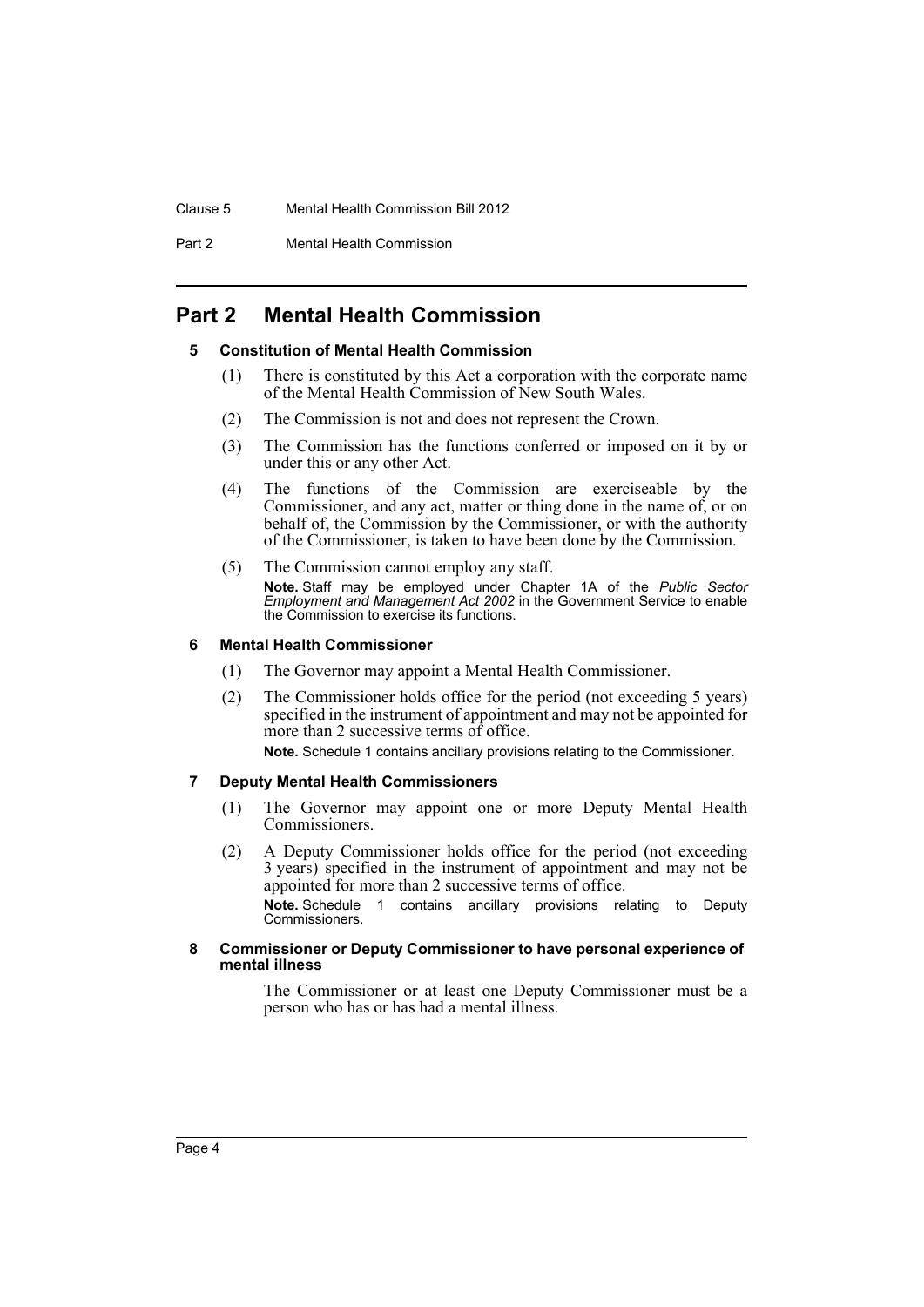# Part 2 Mental Health Commission

## 5 Constitution of Mental Health Commission

(1) There is constituted by this Act a corporation with the corporate name of the Mental Health Commission of New South Wales.

(2) The Commission is not and does not represent the Crown.

(3) The Commission has the functions conferred or imposed on it by or under this or any other Act.

(4) The functions of the Commission are exerciseable by the Commissioner, and any act, matter or thing done in the name of, or on behalf of, the Commission by the Commissioner, or with the authority of the Commissioner, is taken to have been done by the Commission.

(5) The Commission cannot employ any staff.

**Note.** Staff may be employed under Chapter 1A of the *Public Sector Employment and Management Act 2002* in the Government Service to enable the Commission to exercise its functions.

## 6 Mental Health Commissioner

(1) The Governor may appoint a Mental Health Commissioner.

(2) The Commissioner holds office for the period (not exceeding 5 years) specified in the instrument of appointment and may not be appointed for more than 2 successive terms of office.

**Note.** Schedule 1 contains ancillary provisions relating to the Commissioner.

## 7 Deputy Mental Health Commissioners

(1) The Governor may appoint one or more Deputy Mental Health Commissioners.

(2) A Deputy Commissioner holds office for the period (not exceeding 3 years) specified in the instrument of appointment and may not be appointed for more than 2 successive terms of office.

**Note.** Schedule 1 contains ancillary provisions relating to Deputy Commissioners.

## 8 Commissioner or Deputy Commissioner to have personal experience of mental illness

The Commissioner or at least one Deputy Commissioner must be a person who has or has had a mental illness.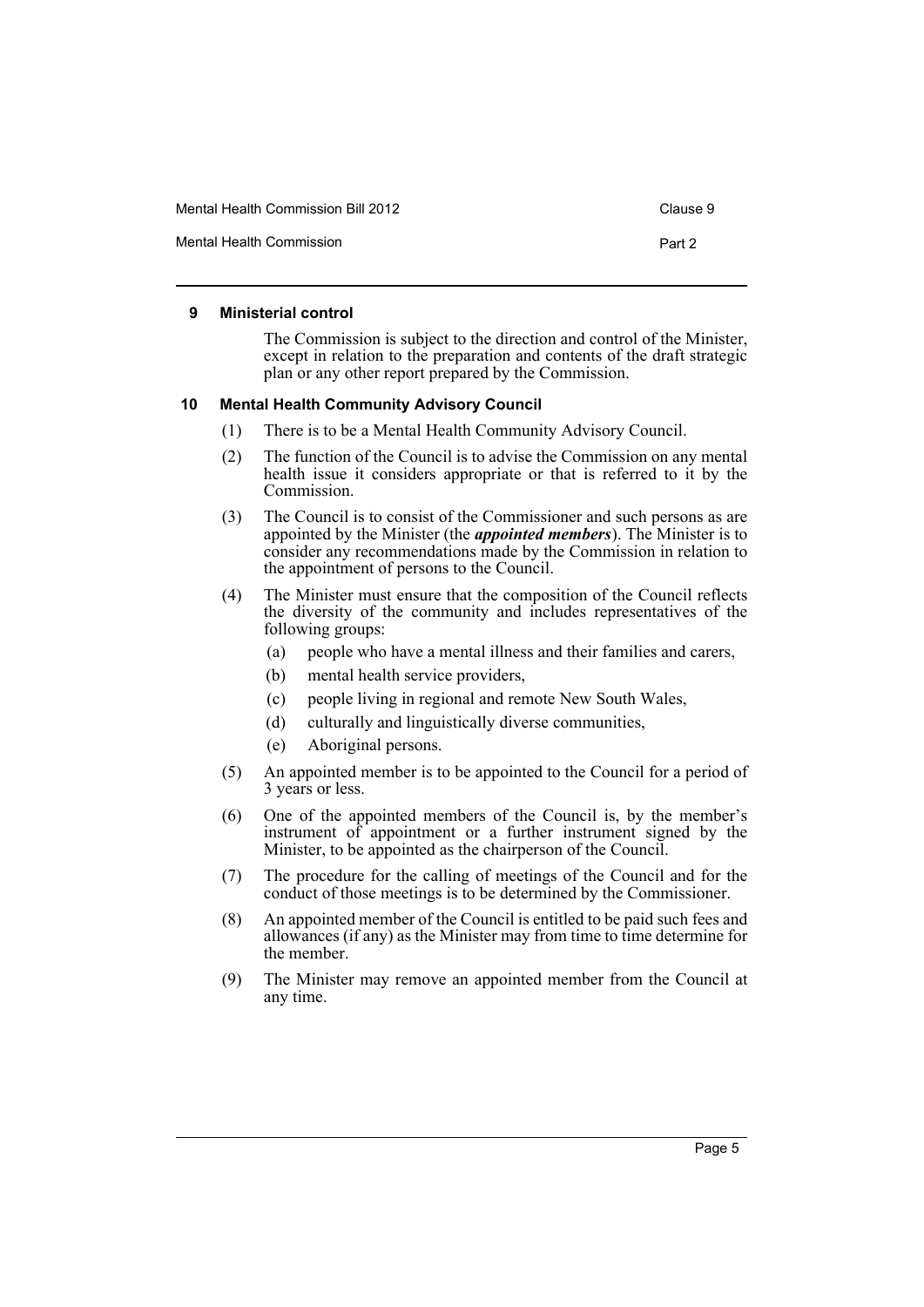### 9 Ministerial control

The Commission is subject to the direction and control of the Minister, except in relation to the preparation and contents of the draft strategic plan or any other report prepared by the Commission.

### 10 Mental Health Community Advisory Council

(1) There is to be a Mental Health Community Advisory Council.

(2) The function of the Council is to advise the Commission on any mental health issue it considers appropriate or that is referred to it by the Commission.

(3) The Council is to consist of the Commissioner and such persons as are appointed by the Minister (the ***appointed members***). The Minister is to consider any recommendations made by the Commission in relation to the appointment of persons to the Council.

(4) The Minister must ensure that the composition of the Council reflects the diversity of the community and includes representatives of the following groups:

- (a) people who have a mental illness and their families and carers,
- (b) mental health service providers,
- (c) people living in regional and remote New South Wales,
- (d) culturally and linguistically diverse communities,
- (e) Aboriginal persons.

(5) An appointed member is to be appointed to the Council for a period of 3 years or less.

(6) One of the appointed members of the Council is, by the member's instrument of appointment or a further instrument signed by the Minister, to be appointed as the chairperson of the Council.

(7) The procedure for the calling of meetings of the Council and for the conduct of those meetings is to be determined by the Commissioner.

(8) An appointed member of the Council is entitled to be paid such fees and allowances (if any) as the Minister may from time to time determine for the member.

(9) The Minister may remove an appointed member from the Council at any time.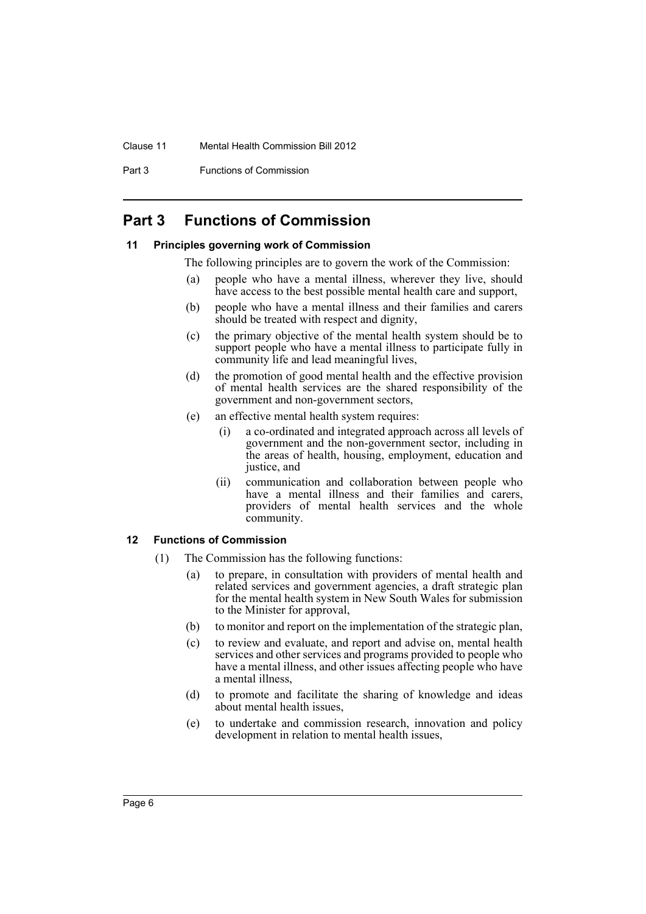## Part 3 Functions of Commission

### 11 Principles governing work of Commission

The following principles are to govern the work of the Commission:

- (a) people who have a mental illness, wherever they live, should have access to the best possible mental health care and support,
- (b) people who have a mental illness and their families and carers should be treated with respect and dignity,
- (c) the primary objective of the mental health system should be to support people who have a mental illness to participate fully in community life and lead meaningful lives,
- (d) the promotion of good mental health and the effective provision of mental health services are the shared responsibility of the government and non-government sectors,
- (e) an effective mental health system requires:
  - (i) a co-ordinated and integrated approach across all levels of government and the non-government sector, including in the areas of health, housing, employment, education and justice, and
  - (ii) communication and collaboration between people who have a mental illness and their families and carers, providers of mental health services and the whole community.

### 12 Functions of Commission

(1) The Commission has the following functions:

- (a) to prepare, in consultation with providers of mental health and related services and government agencies, a draft strategic plan for the mental health system in New South Wales for submission to the Minister for approval,
- (b) to monitor and report on the implementation of the strategic plan,
- (c) to review and evaluate, and report and advise on, mental health services and other services and programs provided to people who have a mental illness, and other issues affecting people who have a mental illness,
- (d) to promote and facilitate the sharing of knowledge and ideas about mental health issues,
- (e) to undertake and commission research, innovation and policy development in relation to mental health issues,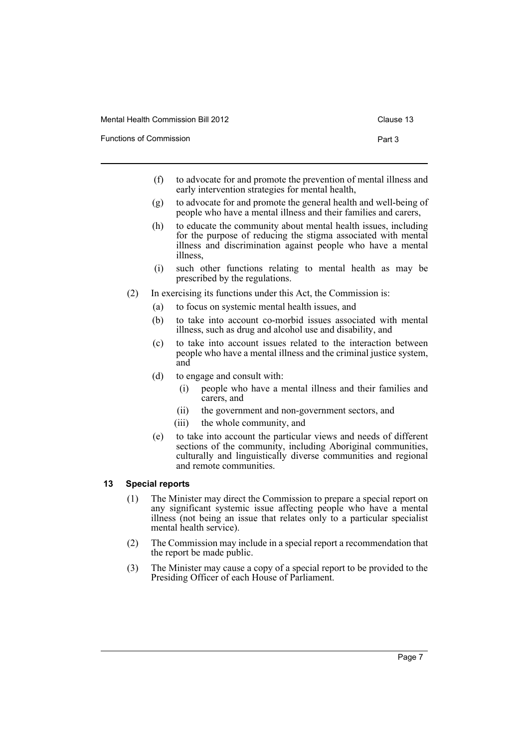(f) to advocate for and promote the prevention of mental illness and early intervention strategies for mental health,

(g) to advocate for and promote the general health and well-being of people who have a mental illness and their families and carers,

(h) to educate the community about mental health issues, including for the purpose of reducing the stigma associated with mental illness and discrimination against people who have a mental illness,

(i) such other functions relating to mental health as may be prescribed by the regulations.

(2) In exercising its functions under this Act, the Commission is:

(a) to focus on systemic mental health issues, and

(b) to take into account co-morbid issues associated with mental illness, such as drug and alcohol use and disability, and

(c) to take into account issues related to the interaction between people who have a mental illness and the criminal justice system, and

(d) to engage and consult with:

(i) people who have a mental illness and their families and carers, and

(ii) the government and non-government sectors, and

(iii) the whole community, and

(e) to take into account the particular views and needs of different sections of the community, including Aboriginal communities, culturally and linguistically diverse communities and regional and remote communities.

### 13 Special reports

(1) The Minister may direct the Commission to prepare a special report on any significant systemic issue affecting people who have a mental illness (not being an issue that relates only to a particular specialist mental health service).

(2) The Commission may include in a special report a recommendation that the report be made public.

(3) The Minister may cause a copy of a special report to be provided to the Presiding Officer of each House of Parliament.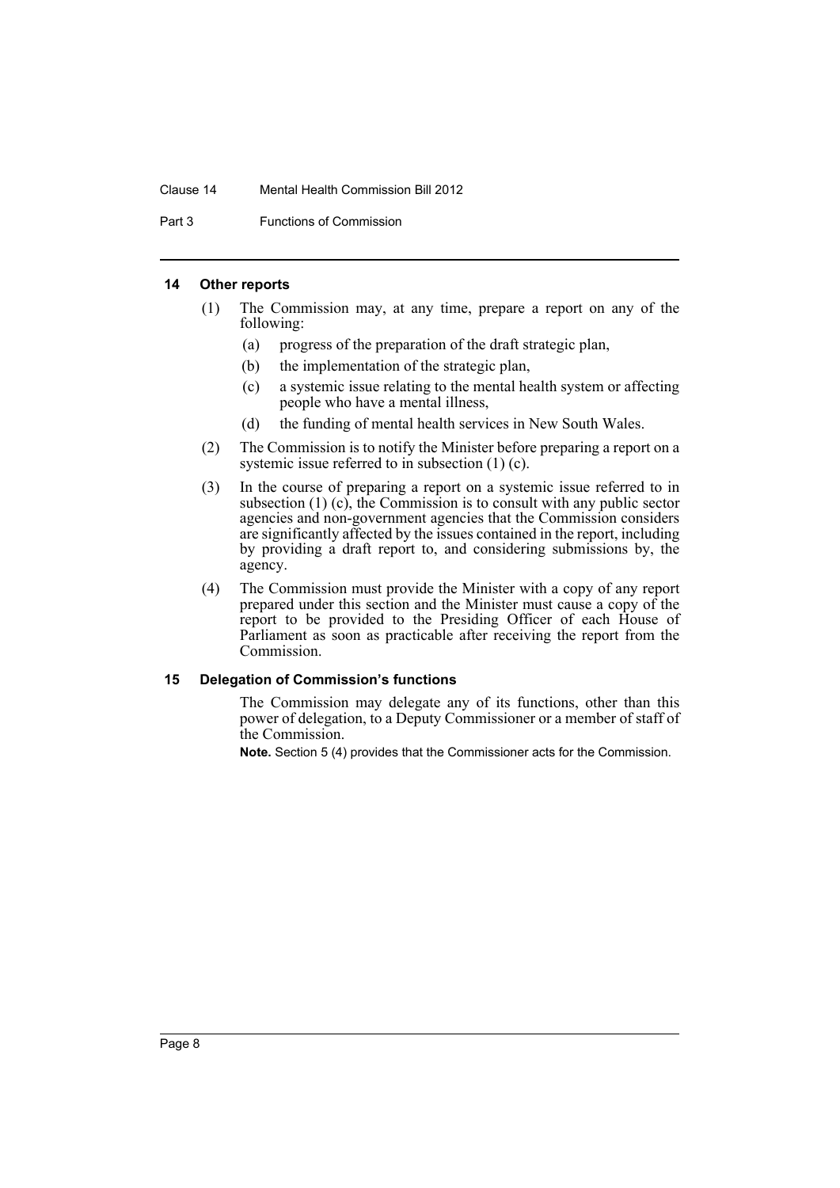#### 14 Other reports

(1) The Commission may, at any time, prepare a report on any of the following:

  (a) progress of the preparation of the draft strategic plan,

  (b) the implementation of the strategic plan,

  (c) a systemic issue relating to the mental health system or affecting people who have a mental illness,

  (d) the funding of mental health services in New South Wales.

(2) The Commission is to notify the Minister before preparing a report on a systemic issue referred to in subsection (1) (c).

(3) In the course of preparing a report on a systemic issue referred to in subsection (1) (c), the Commission is to consult with any public sector agencies and non-government agencies that the Commission considers are significantly affected by the issues contained in the report, including by providing a draft report to, and considering submissions by, the agency.

(4) The Commission must provide the Minister with a copy of any report prepared under this section and the Minister must cause a copy of the report to be provided to the Presiding Officer of each House of Parliament as soon as practicable after receiving the report from the Commission.

#### 15 Delegation of Commission's functions

The Commission may delegate any of its functions, other than this power of delegation, to a Deputy Commissioner or a member of staff of the Commission.

**Note.** Section 5 (4) provides that the Commissioner acts for the Commission.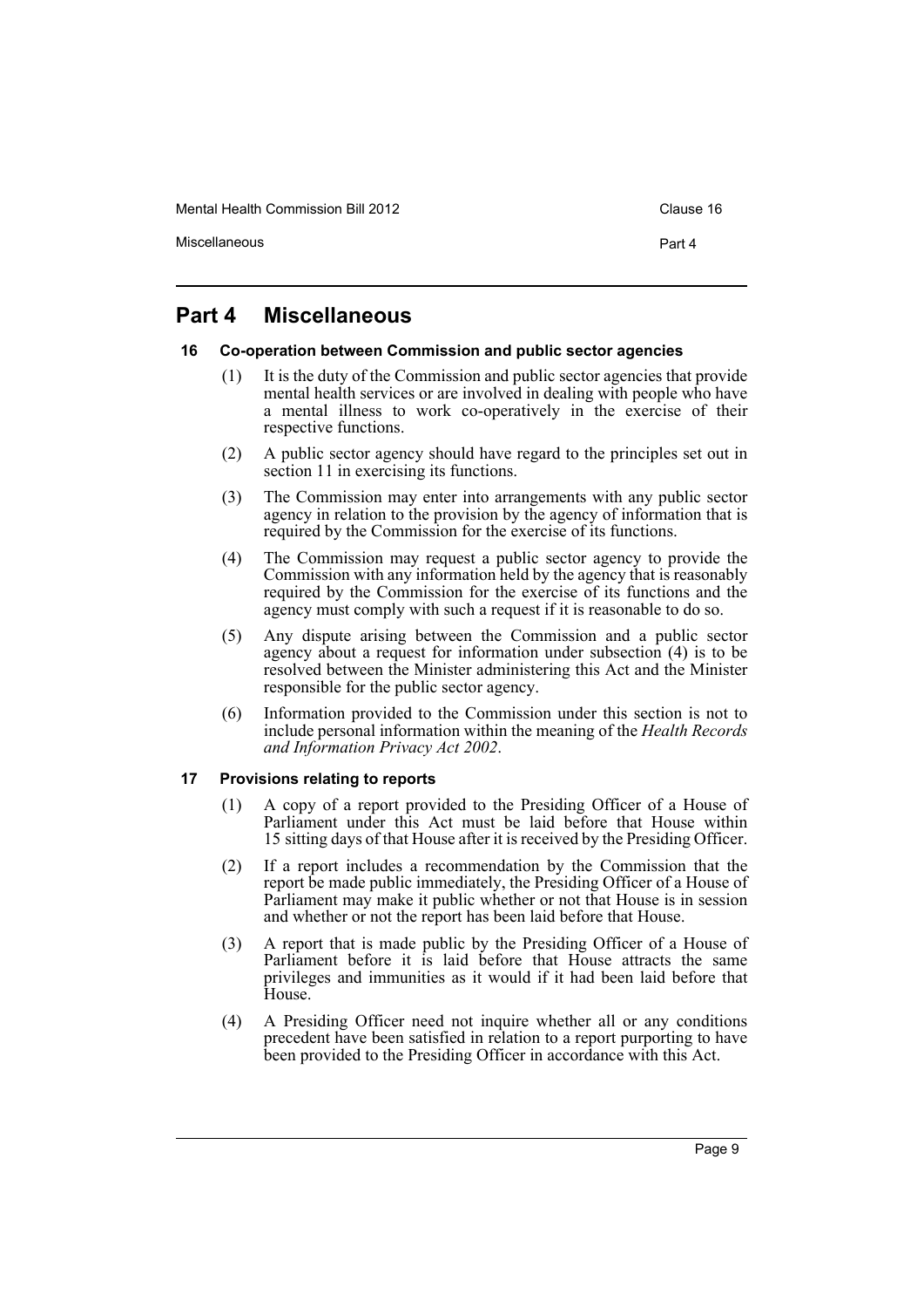## Part 4 Miscellaneous

### 16 Co-operation between Commission and public sector agencies

(1) It is the duty of the Commission and public sector agencies that provide mental health services or are involved in dealing with people who have a mental illness to work co-operatively in the exercise of their respective functions.

(2) A public sector agency should have regard to the principles set out in section 11 in exercising its functions.

(3) The Commission may enter into arrangements with any public sector agency in relation to the provision by the agency of information that is required by the Commission for the exercise of its functions.

(4) The Commission may request a public sector agency to provide the Commission with any information held by the agency that is reasonably required by the Commission for the exercise of its functions and the agency must comply with such a request if it is reasonable to do so.

(5) Any dispute arising between the Commission and a public sector agency about a request for information under subsection (4) is to be resolved between the Minister administering this Act and the Minister responsible for the public sector agency.

(6) Information provided to the Commission under this section is not to include personal information within the meaning of the *Health Records and Information Privacy Act 2002*.

### 17 Provisions relating to reports

(1) A copy of a report provided to the Presiding Officer of a House of Parliament under this Act must be laid before that House within 15 sitting days of that House after it is received by the Presiding Officer.

(2) If a report includes a recommendation by the Commission that the report be made public immediately, the Presiding Officer of a House of Parliament may make it public whether or not that House is in session and whether or not the report has been laid before that House.

(3) A report that is made public by the Presiding Officer of a House of Parliament before it is laid before that House attracts the same privileges and immunities as it would if it had been laid before that House.

(4) A Presiding Officer need not inquire whether all or any conditions precedent have been satisfied in relation to a report purporting to have been provided to the Presiding Officer in accordance with this Act.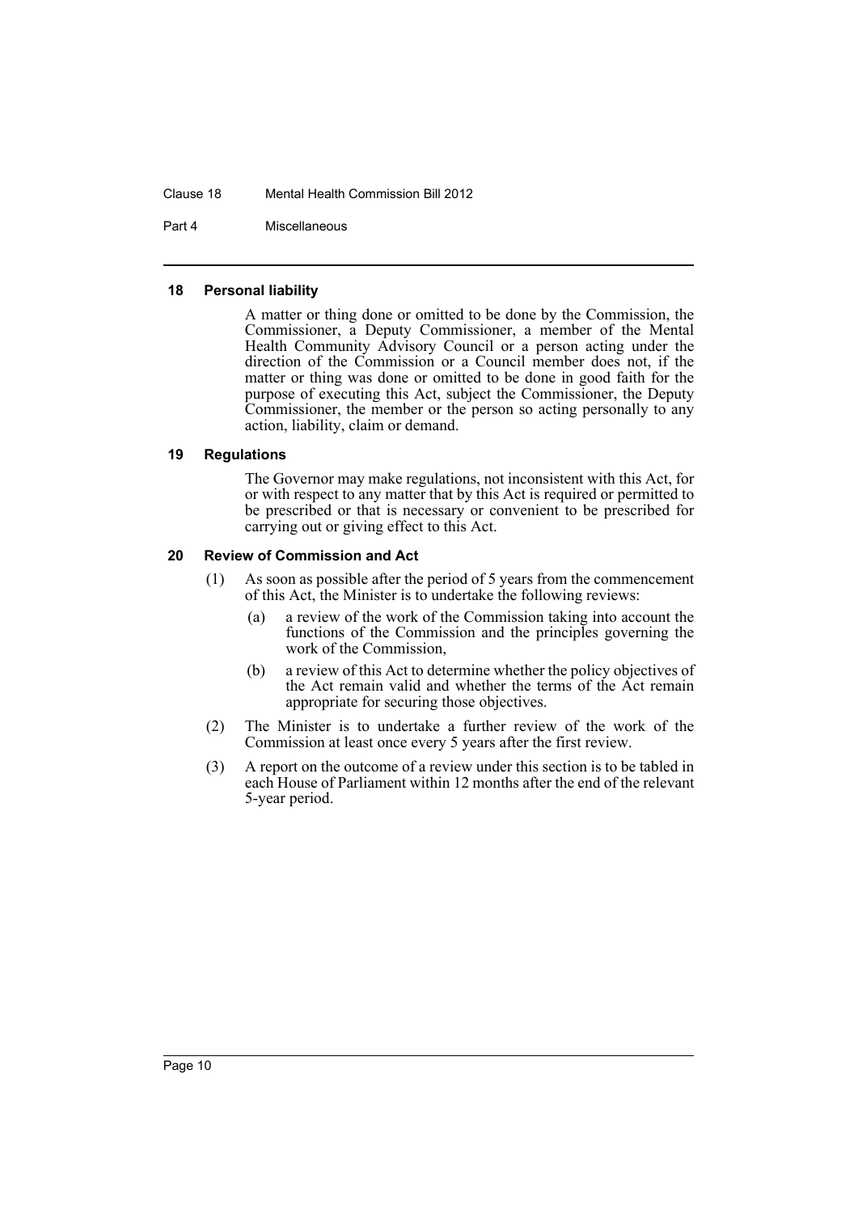#### 18 Personal liability

A matter or thing done or omitted to be done by the Commission, the Commissioner, a Deputy Commissioner, a member of the Mental Health Community Advisory Council or a person acting under the direction of the Commission or a Council member does not, if the matter or thing was done or omitted to be done in good faith for the purpose of executing this Act, subject the Commissioner, the Deputy Commissioner, the member or the person so acting personally to any action, liability, claim or demand.

#### 19 Regulations

The Governor may make regulations, not inconsistent with this Act, for or with respect to any matter that by this Act is required or permitted to be prescribed or that is necessary or convenient to be prescribed for carrying out or giving effect to this Act.

#### 20 Review of Commission and Act

(1) As soon as possible after the period of 5 years from the commencement of this Act, the Minister is to undertake the following reviews:

(a) a review of the work of the Commission taking into account the functions of the Commission and the principles governing the work of the Commission,

(b) a review of this Act to determine whether the policy objectives of the Act remain valid and whether the terms of the Act remain appropriate for securing those objectives.

(2) The Minister is to undertake a further review of the work of the Commission at least once every 5 years after the first review.

(3) A report on the outcome of a review under this section is to be tabled in each House of Parliament within 12 months after the end of the relevant 5-year period.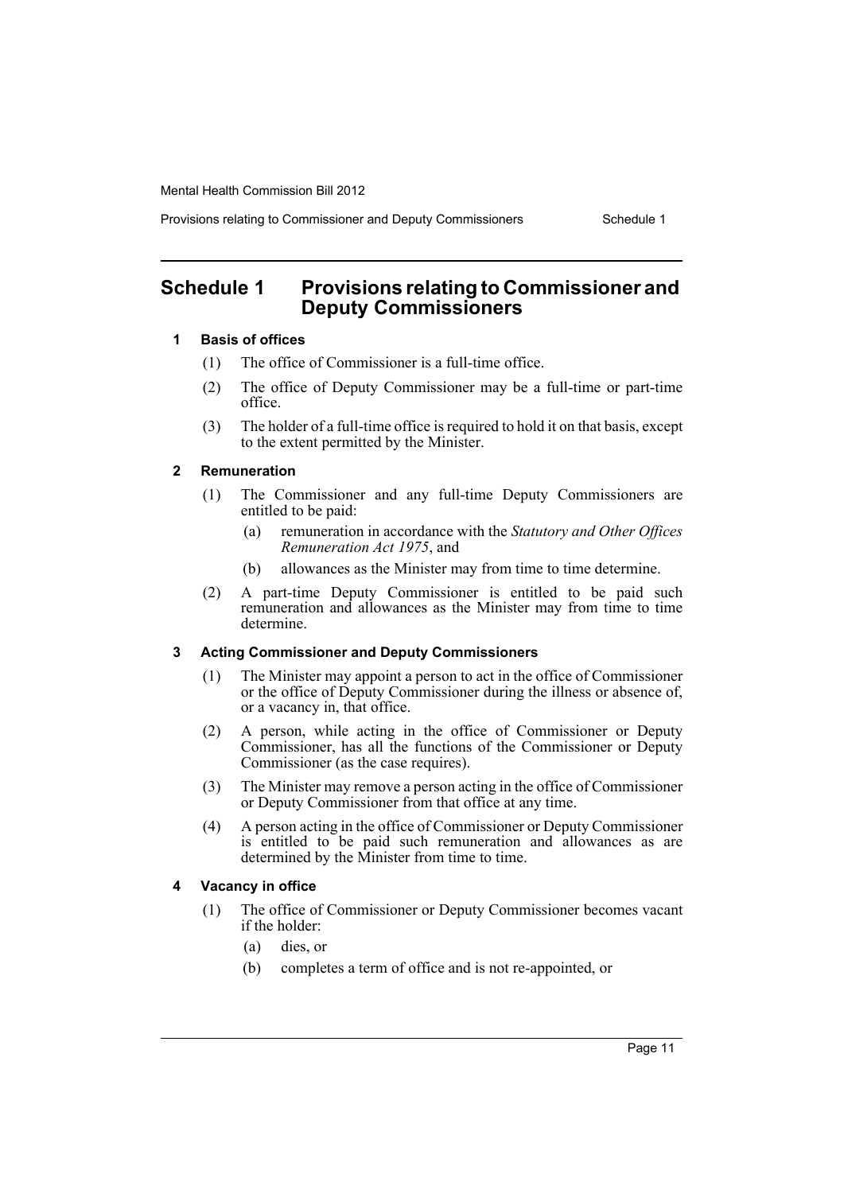# Schedule 1 Provisions relating to Commissioner and Deputy Commissioners

### 1 Basis of offices

(1) The office of Commissioner is a full-time office.

(2) The office of Deputy Commissioner may be a full-time or part-time office.

(3) The holder of a full-time office is required to hold it on that basis, except to the extent permitted by the Minister.

### 2 Remuneration

(1) The Commissioner and any full-time Deputy Commissioners are entitled to be paid:

- (a) remuneration in accordance with the *Statutory and Other Offices Remuneration Act 1975*, and
- (b) allowances as the Minister may from time to time determine.

(2) A part-time Deputy Commissioner is entitled to be paid such remuneration and allowances as the Minister may from time to time determine.

### 3 Acting Commissioner and Deputy Commissioners

(1) The Minister may appoint a person to act in the office of Commissioner or the office of Deputy Commissioner during the illness or absence of, or a vacancy in, that office.

(2) A person, while acting in the office of Commissioner or Deputy Commissioner, has all the functions of the Commissioner or Deputy Commissioner (as the case requires).

(3) The Minister may remove a person acting in the office of Commissioner or Deputy Commissioner from that office at any time.

(4) A person acting in the office of Commissioner or Deputy Commissioner is entitled to be paid such remuneration and allowances as are determined by the Minister from time to time.

### 4 Vacancy in office

(1) The office of Commissioner or Deputy Commissioner becomes vacant if the holder:

- (a) dies, or
- (b) completes a term of office and is not re-appointed, or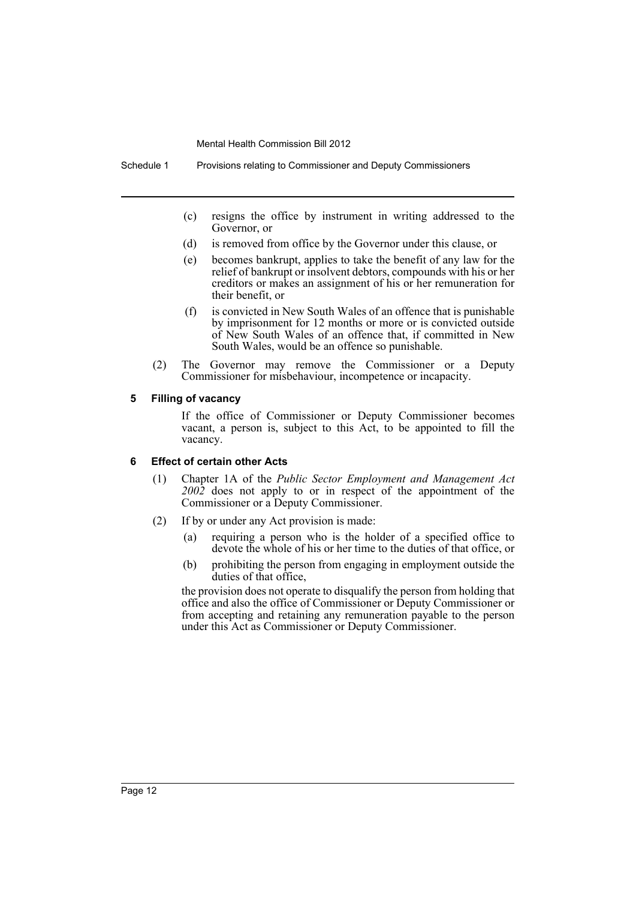(c) resigns the office by instrument in writing addressed to the Governor, or

(d) is removed from office by the Governor under this clause, or

(e) becomes bankrupt, applies to take the benefit of any law for the relief of bankrupt or insolvent debtors, compounds with his or her creditors or makes an assignment of his or her remuneration for their benefit, or

(f) is convicted in New South Wales of an offence that is punishable by imprisonment for 12 months or more or is convicted outside of New South Wales of an offence that, if committed in New South Wales, would be an offence so punishable.

(2) The Governor may remove the Commissioner or a Deputy Commissioner for misbehaviour, incompetence or incapacity.

### 5 Filling of vacancy

If the office of Commissioner or Deputy Commissioner becomes vacant, a person is, subject to this Act, to be appointed to fill the vacancy.

### 6 Effect of certain other Acts

(1) Chapter 1A of the *Public Sector Employment and Management Act 2002* does not apply to or in respect of the appointment of the Commissioner or a Deputy Commissioner.

(2) If by or under any Act provision is made:

(a) requiring a person who is the holder of a specified office to devote the whole of his or her time to the duties of that office, or

(b) prohibiting the person from engaging in employment outside the duties of that office,

the provision does not operate to disqualify the person from holding that office and also the office of Commissioner or Deputy Commissioner or from accepting and retaining any remuneration payable to the person under this Act as Commissioner or Deputy Commissioner.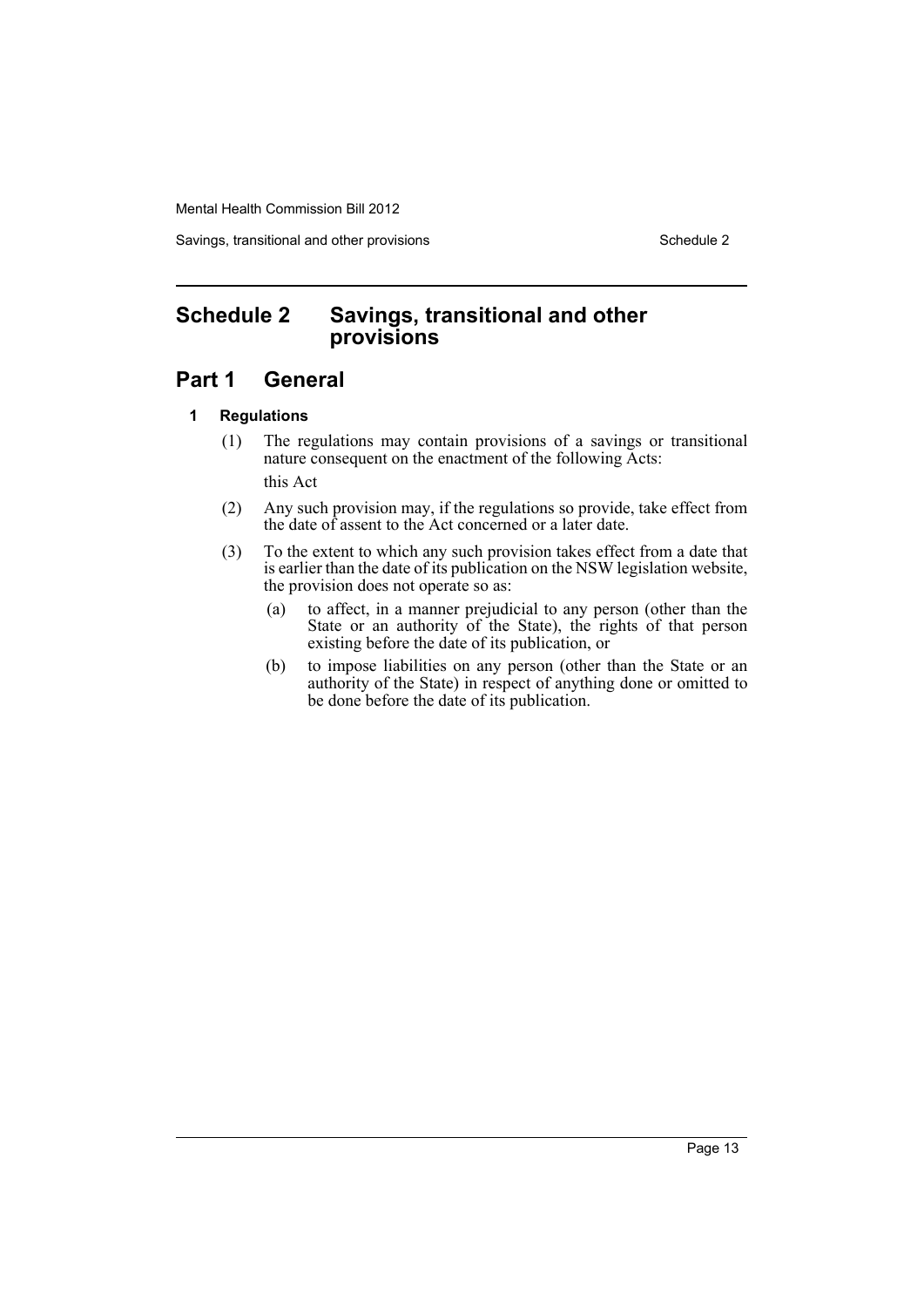# Schedule 2 Savings, transitional and other provisions

## Part 1 General

### 1 Regulations

(1) The regulations may contain provisions of a savings or transitional nature consequent on the enactment of the following Acts:

this Act

(2) Any such provision may, if the regulations so provide, take effect from the date of assent to the Act concerned or a later date.

(3) To the extent to which any such provision takes effect from a date that is earlier than the date of its publication on the NSW legislation website, the provision does not operate so as:

(a) to affect, in a manner prejudicial to any person (other than the State or an authority of the State), the rights of that person existing before the date of its publication, or

(b) to impose liabilities on any person (other than the State or an authority of the State) in respect of anything done or omitted to be done before the date of its publication.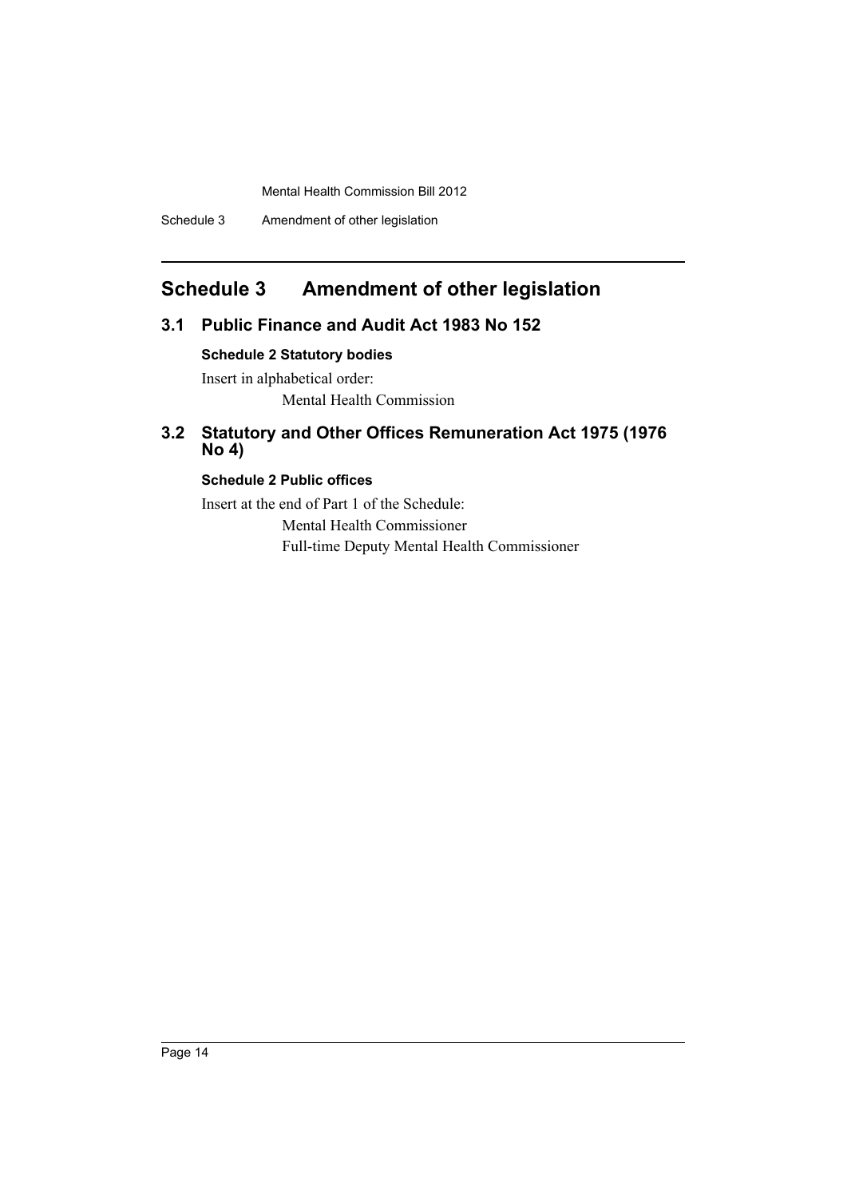# Schedule 3 Amendment of other legislation

## 3.1 Public Finance and Audit Act 1983 No 152

### Schedule 2 Statutory bodies

Insert in alphabetical order:

Mental Health Commission

## 3.2 Statutory and Other Offices Remuneration Act 1975 (1976 No 4)

### Schedule 2 Public offices

Insert at the end of Part 1 of the Schedule:

Mental Health Commissioner

Full-time Deputy Mental Health Commissioner